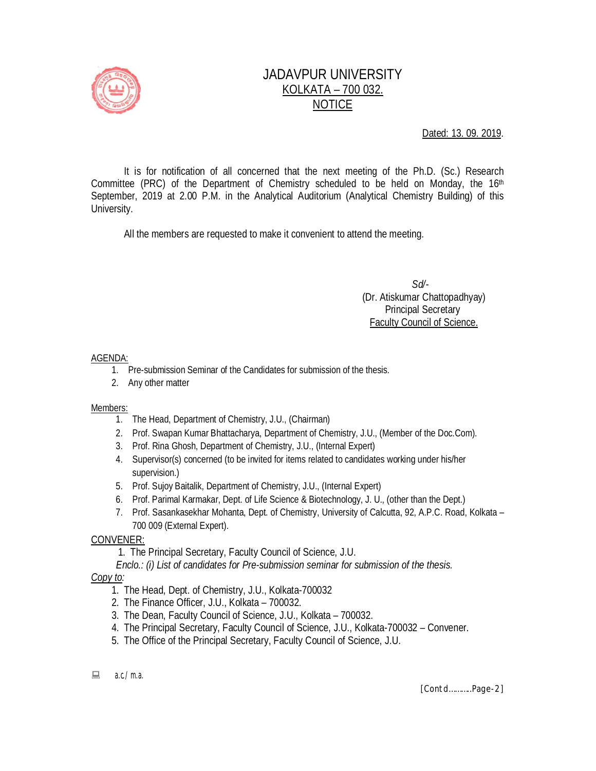# JADAVPUR UNIVERSITY

## KOLKATA – 700 032.

## NOTICE

Dated: 13. 09. 2019.

It is for notification of all concerned that the next meeting of the Ph.D. (Sc.) Research Committee (PRC) of the Department of Chemistry scheduled to be held on Monday, the 16th September, 2019 at 2.00 P.M. in the Analytical Auditorium (Analytical Chemistry Building) of this University.

All the members are requested to make it convenient to attend the meeting.

*Sd/-*
(Dr. Atiskumar Chattopadhyay)
Principal Secretary
Faculty Council of Science.

AGENDA:

1. Pre-submission Seminar of the Candidates for submission of the thesis.
2. Any other matter

Members:

1. The Head, Department of Chemistry, J.U., (Chairman)
2. Prof. Swapan Kumar Bhattacharya, Department of Chemistry, J.U., (Member of the Doc.Com).
3. Prof. Rina Ghosh, Department of Chemistry, J.U., (Internal Expert)
4. Supervisor(s) concerned (to be invited for items related to candidates working under his/her supervision.)
5. Prof. Sujoy Baitalik, Department of Chemistry, J.U., (Internal Expert)
6. Prof. Parimal Karmakar, Dept. of Life Science & Biotechnology, J. U., (other than the Dept.)
7. Prof. Sasankasekhar Mohanta, Dept. of Chemistry, University of Calcutta, 92, A.P.C. Road, Kolkata – 700 009 (External Expert).

CONVENER:

1. The Principal Secretary, Faculty Council of Science, J.U.

*Enclo.: (i) List of candidates for Pre-submission seminar for submission of the thesis.*

*Copy to:*

1. The Head, Dept. of Chemistry, J.U., Kolkata-700032
2. The Finance Officer, J.U., Kolkata – 700032.
3. The Dean, Faculty Council of Science, J.U., Kolkata – 700032.
4. The Principal Secretary, Faculty Council of Science, J.U., Kolkata-700032 – Convener.
5. The Office of the Principal Secretary, Faculty Council of Science, J.U.

a.c/ m.a.

[Contd..........Page-2]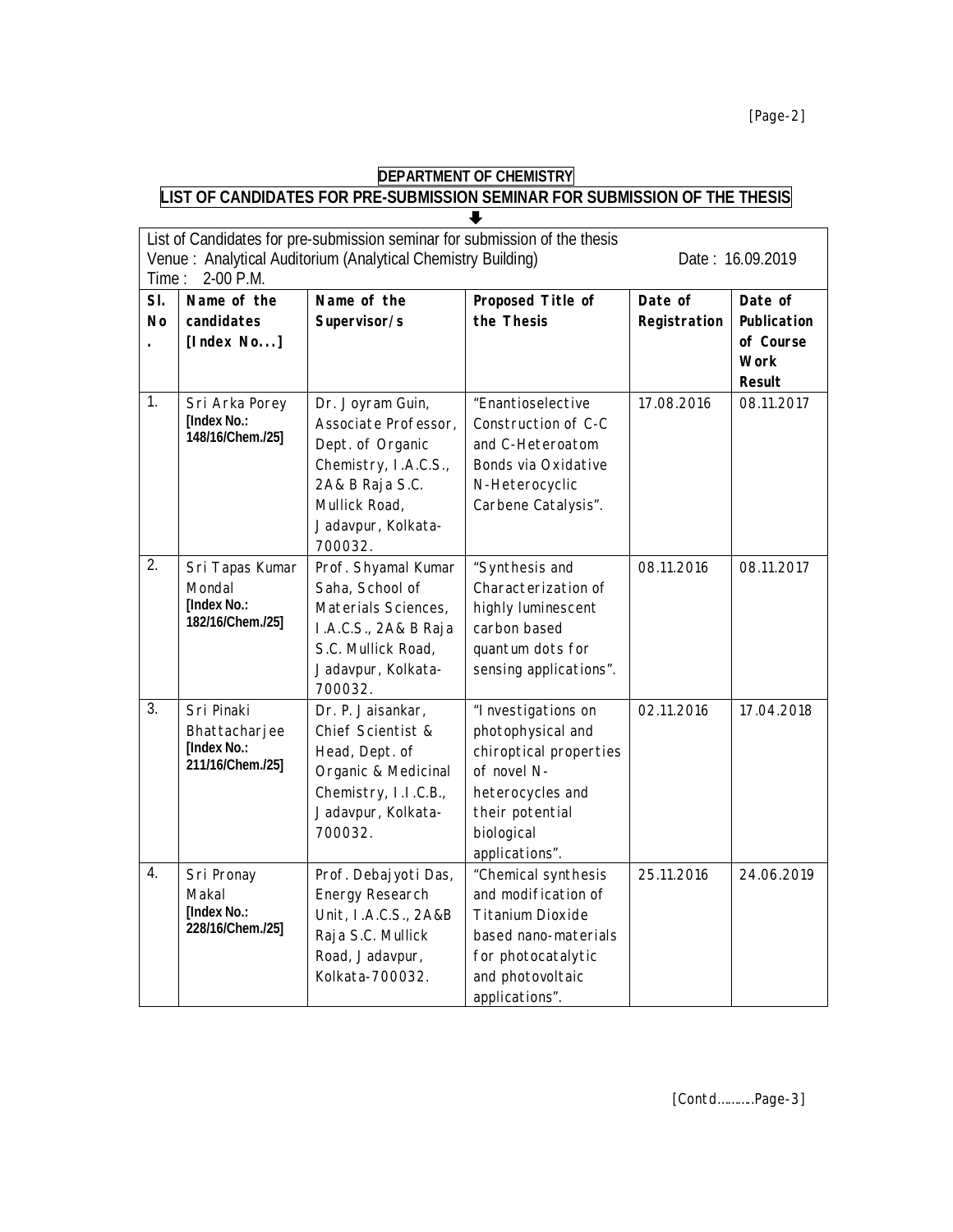## DEPARTMENT OF CHEMISTRY

## LIST OF CANDIDATES FOR PRE-SUBMISSION SEMINAR FOR SUBMISSION OF THE THESIS

List of Candidates for pre-submission seminar for submission of the thesis

Venue : Analytical Auditorium (Analytical Chemistry Building) Date : 16.09.2019

Time : 2-00 P.M.

| Sl. No. | Name of the candidates [Index No...] | Name of the Supervisor/s | Proposed Title of the Thesis | Date of Registration | Date of Publication of Course Work Result |
|---|---|---|---|---|---|
| 1. | Sri Arka Porey **[Index No.: 148/16/Chem./25]** | Dr. Joyram Guin, Associate Professor, Dept. of Organic Chemistry, I.A.C.S., 2A& B Raja S.C. Mullick Road, Jadavpur, Kolkata-700032. | "Enantioselective Construction of C-C and C-Heteroatom Bonds via Oxidative N-Heterocyclic Carbene Catalysis". | 17.08.2016 | 08.11.2017 |
| 2. | Sri Tapas Kumar Mondal **[Index No.: 182/16/Chem./25]** | Prof. Shyamal Kumar Saha, School of Materials Sciences, I.A.C.S., 2A& B Raja S.C. Mullick Road, Jadavpur, Kolkata-700032. | "Synthesis and Characterization of highly luminescent carbon based quantum dots for sensing applications". | 08.11.2016 | 08.11.2017 |
| 3. | Sri Pinaki Bhattacharjee **[Index No.: 211/16/Chem./25]** | Dr. P. Jaisankar, Chief Scientist & Head, Dept. of Organic & Medicinal Chemistry, I.I.C.B., Jadavpur, Kolkata-700032. | "Investigations on photophysical and chiroptical properties of novel N-heterocycles and their potential biological applications". | 02.11.2016 | 17.04.2018 |
| 4. | Sri Pronay Makal **[Index No.: 228/16/Chem./25]** | Prof. Debajyoti Das, Energy Research Unit, I.A.C.S., 2A&B Raja S.C. Mullick Road, Jadavpur, Kolkata-700032. | "Chemical synthesis and modification of Titanium Dioxide based nano-materials for photocatalytic and photovoltaic applications". | 25.11.2016 | 24.06.2019 |

[Contd..........Page-3]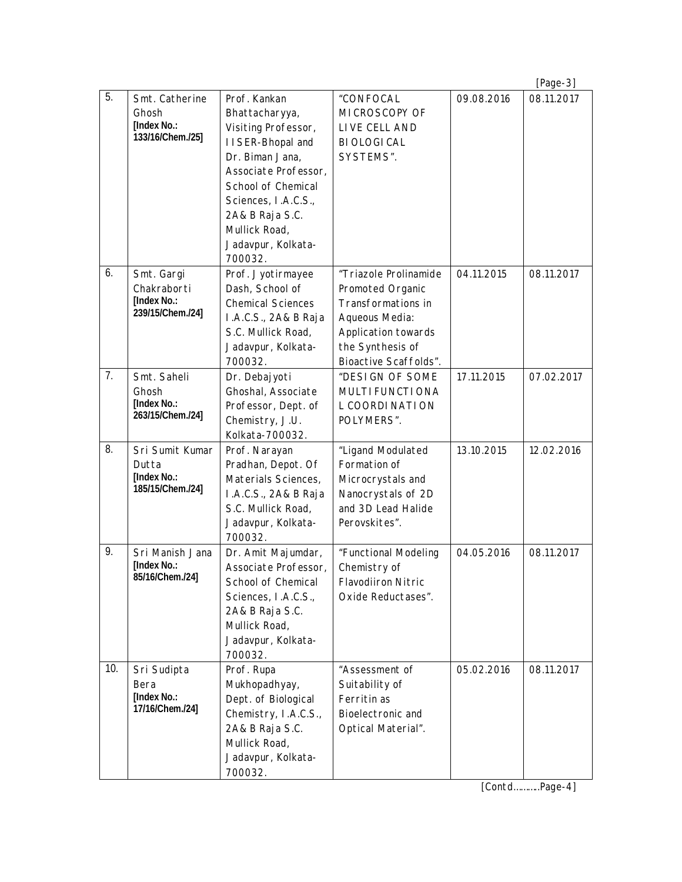| 5. | Smt. Catherine Ghosh **[Index No.: 133/16/Chem./25]** | Prof. Kankan Bhattacharyya, Visiting Professor, IISER-Bhopal and Dr. Biman Jana, Associate Professor, School of Chemical Sciences, I.A.C.S., 2A& B Raja S.C. Mullick Road, Jadavpur, Kolkata-700032. | "CONFOCAL MICROSCOPY OF LIVE CELL AND BIOLOGICAL SYSTEMS". | 09.08.2016 | 08.11.2017 |
|---|---|---|---|---|---|
| 6. | Smt. Gargi Chakraborti **[Index No.: 239/15/Chem./24]** | Prof. Jyotirmayee Dash, School of Chemical Sciences I.A.C.S., 2A& B Raja S.C. Mullick Road, Jadavpur, Kolkata-700032. | "Triazole Prolinamide Promoted Organic Transformations in Aqueous Media: Application towards the Synthesis of Bioactive Scaffolds". | 04.11.2015 | 08.11.2017 |
| 7. | Smt. Saheli Ghosh **[Index No.: 263/15/Chem./24]** | Dr. Debajyoti Ghoshal, Associate Professor, Dept. of Chemistry, J.U. Kolkata-700032. | "DESIGN OF SOME MULTIFUNCTIONAL COORDINATION POLYMERS". | 17.11.2015 | 07.02.2017 |
| 8. | Sri Sumit Kumar Dutta **[Index No.: 185/15/Chem./24]** | Prof. Narayan Pradhan, Depot. Of Materials Sciences, I.A.C.S., 2A& B Raja S.C. Mullick Road, Jadavpur, Kolkata-700032. | "Ligand Modulated Formation of Microcrystals and Nanocrystals of 2D and 3D Lead Halide Perovskites". | 13.10.2015 | 12.02.2016 |
| 9. | Sri Manish Jana **[Index No.: 85/16/Chem./24]** | Dr. Amit Majumdar, Associate Professor, School of Chemical Sciences, I.A.C.S., 2A& B Raja S.C. Mullick Road, Jadavpur, Kolkata-700032. | "Functional Modeling Chemistry of Flavodiiron Nitric Oxide Reductases". | 04.05.2016 | 08.11.2017 |
| 10. | Sri Sudipta Bera **[Index No.: 17/16/Chem./24]** | Prof. Rupa Mukhopadhyay, Dept. of Biological Chemistry, I.A.C.S., 2A& B Raja S.C. Mullick Road, Jadavpur, Kolkata-700032. | "Assessment of Suitability of Ferritin as Bioelectronic and Optical Material". | 05.02.2016 | 08.11.2017 |

[Contd..........Page-4]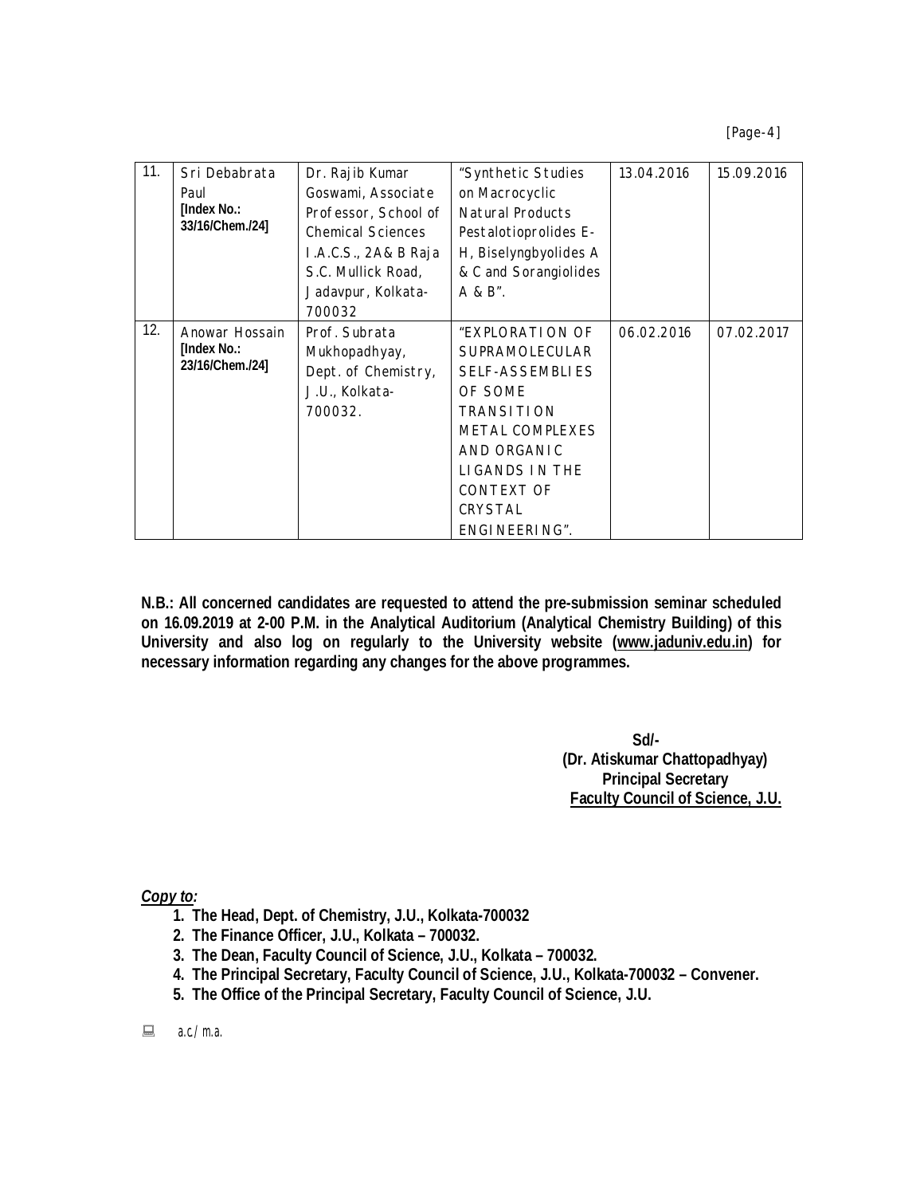| | | | | | |
|---|---|---|---|---|---|
| 11. | Sri Debabrata Paul **[Index No.: 33/16/Chem./24]** | Dr. Rajib Kumar Goswami, Associate Professor, School of Chemical Sciences I.A.C.S., 2A& B Raja S.C. Mullick Road, Jadavpur, Kolkata-700032 | "Synthetic Studies on Macrocyclic Natural Products Pestalotioprolides E-H, Biselyngbyolides A & C and Sorangiolides A & B". | 13.04.2016 | 15.09.2016 |
| 12. | Anowar Hossain **[Index No.: 23/16/Chem./24]** | Prof. Subrata Mukhopadhyay, Dept. of Chemistry, J.U., Kolkata-700032. | "EXPLORATION OF SUPRAMOLECULAR SELF-ASSEMBLIES OF SOME TRANSITION METAL COMPLEXES AND ORGANIC LIGANDS IN THE CONTEXT OF CRYSTAL ENGINEERING". | 06.02.2016 | 07.02.2017 |

**N.B.: All concerned candidates are requested to attend the pre-submission seminar scheduled on 16.09.2019 at 2-00 P.M. in the Analytical Auditorium (Analytical Chemistry Building) of this University and also log on regularly to the University website (www.jaduniv.edu.in) for necessary information regarding any changes for the above programmes.**

**Sd/-**
**(Dr. Atiskumar Chattopadhyay)**
**Principal Secretary**
**Faculty Council of Science, J.U.**

***Copy to:***

1. **The Head, Dept. of Chemistry, J.U., Kolkata-700032**
2. **The Finance Officer, J.U., Kolkata – 700032.**
3. **The Dean, Faculty Council of Science, J.U., Kolkata – 700032.**
4. **The Principal Secretary, Faculty Council of Science, J.U., Kolkata-700032 – Convener.**
5. **The Office of the Principal Secretary, Faculty Council of Science, J.U.**

a.c./m.a.